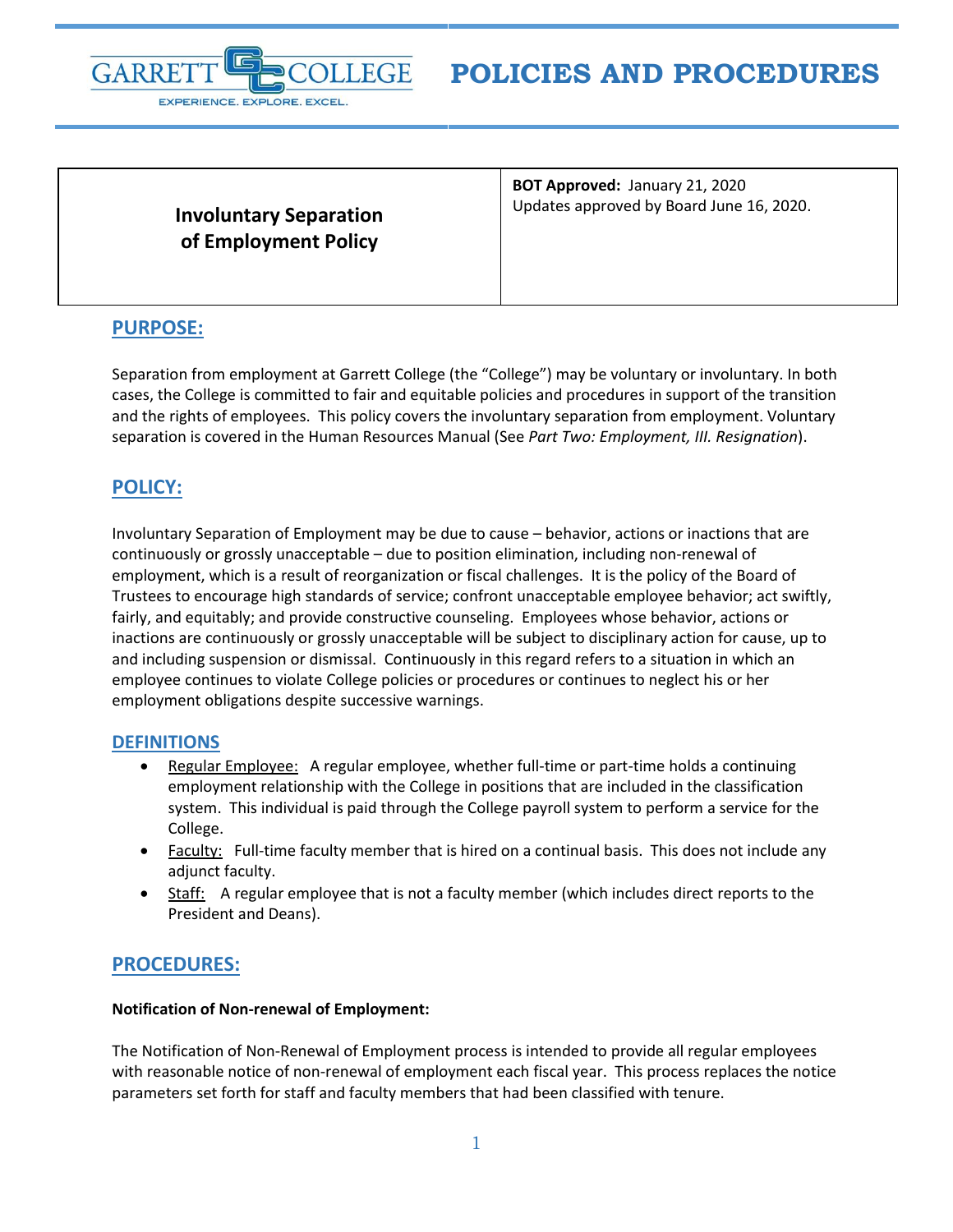# POLICIES AND PROCEDURES

| Involuntary Separation of Employment Policy | **BOT Approved:** January 21, 2020<br>Updates approved by Board June 16, 2020. |
|---|---|

## PURPOSE:

Separation from employment at Garrett College (the "College") may be voluntary or involuntary. In both cases, the College is committed to fair and equitable policies and procedures in support of the transition and the rights of employees. This policy covers the involuntary separation from employment. Voluntary separation is covered in the Human Resources Manual (See *Part Two: Employment, III. Resignation*).

## POLICY:

Involuntary Separation of Employment may be due to cause – behavior, actions or inactions that are continuously or grossly unacceptable – due to position elimination, including non-renewal of employment, which is a result of reorganization or fiscal challenges. It is the policy of the Board of Trustees to encourage high standards of service; confront unacceptable employee behavior; act swiftly, fairly, and equitably; and provide constructive counseling. Employees whose behavior, actions or inactions are continuously or grossly unacceptable will be subject to disciplinary action for cause, up to and including suspension or dismissal. Continuously in this regard refers to a situation in which an employee continues to violate College policies or procedures or continues to neglect his or her employment obligations despite successive warnings.

## DEFINITIONS

- Regular Employee: A regular employee, whether full-time or part-time holds a continuing employment relationship with the College in positions that are included in the classification system. This individual is paid through the College payroll system to perform a service for the College.
- Faculty: Full-time faculty member that is hired on a continual basis. This does not include any adjunct faculty.
- Staff: A regular employee that is not a faculty member (which includes direct reports to the President and Deans).

## PROCEDURES:

**Notification of Non-renewal of Employment:**

The Notification of Non-Renewal of Employment process is intended to provide all regular employees with reasonable notice of non-renewal of employment each fiscal year. This process replaces the notice parameters set forth for staff and faculty members that had been classified with tenure.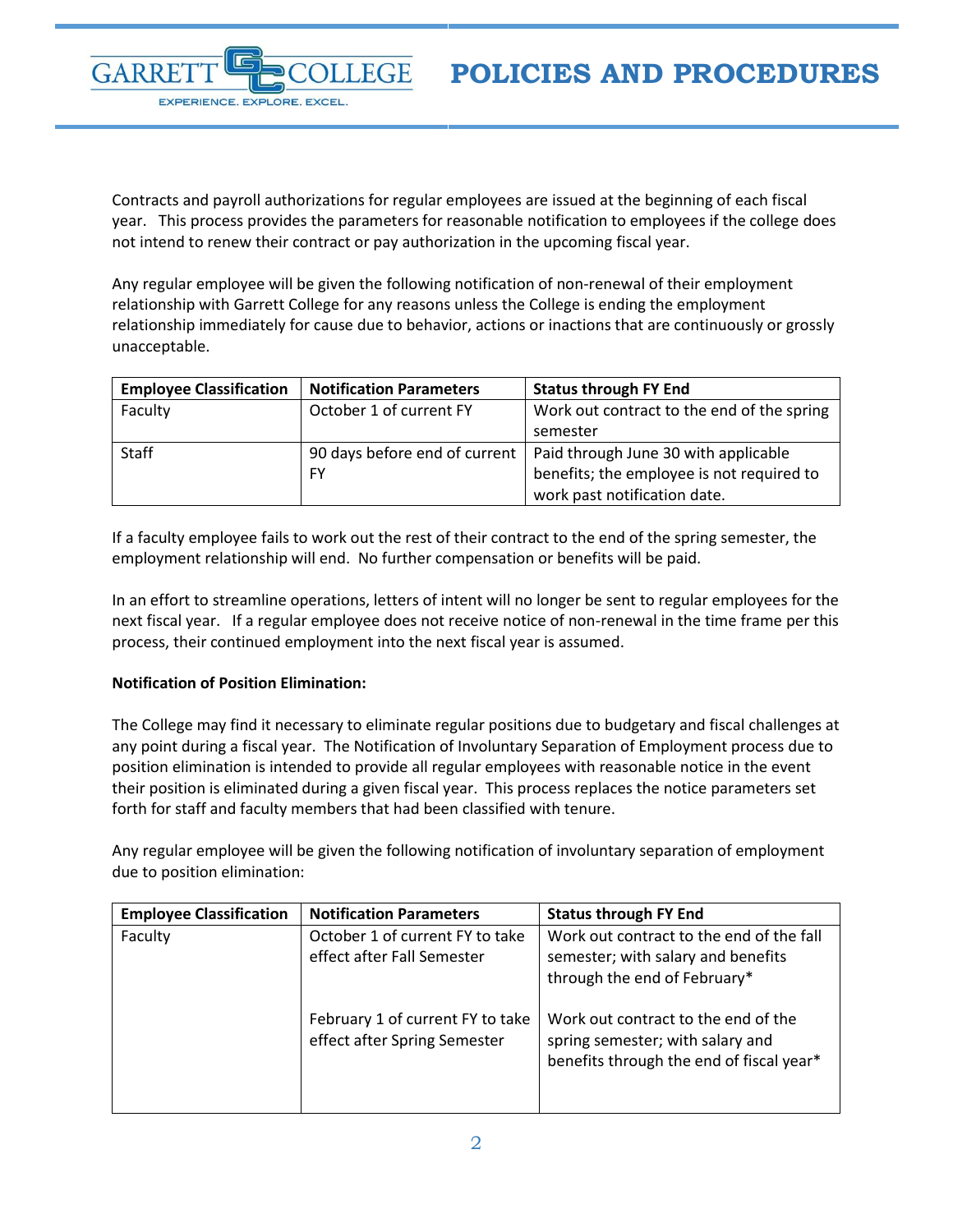Contracts and payroll authorizations for regular employees are issued at the beginning of each fiscal year. This process provides the parameters for reasonable notification to employees if the college does not intend to renew their contract or pay authorization in the upcoming fiscal year.

Any regular employee will be given the following notification of non-renewal of their employment relationship with Garrett College for any reasons unless the College is ending the employment relationship immediately for cause due to behavior, actions or inactions that are continuously or grossly unacceptable.

| Employee Classification | Notification Parameters | Status through FY End |
|---|---|---|
| Faculty | October 1 of current FY | Work out contract to the end of the spring semester |
| Staff | 90 days before end of current FY | Paid through June 30 with applicable benefits; the employee is not required to work past notification date. |

If a faculty employee fails to work out the rest of their contract to the end of the spring semester, the employment relationship will end. No further compensation or benefits will be paid.

In an effort to streamline operations, letters of intent will no longer be sent to regular employees for the next fiscal year. If a regular employee does not receive notice of non-renewal in the time frame per this process, their continued employment into the next fiscal year is assumed.

**Notification of Position Elimination:**

The College may find it necessary to eliminate regular positions due to budgetary and fiscal challenges at any point during a fiscal year. The Notification of Involuntary Separation of Employment process due to position elimination is intended to provide all regular employees with reasonable notice in the event their position is eliminated during a given fiscal year. This process replaces the notice parameters set forth for staff and faculty members that had been classified with tenure.

Any regular employee will be given the following notification of involuntary separation of employment due to position elimination:

| Employee Classification | Notification Parameters | Status through FY End |
|---|---|---|
| Faculty | October 1 of current FY to take effect after Fall Semester | Work out contract to the end of the fall semester; with salary and benefits through the end of February* |
| | February 1 of current FY to take effect after Spring Semester | Work out contract to the end of the spring semester; with salary and benefits through the end of fiscal year* |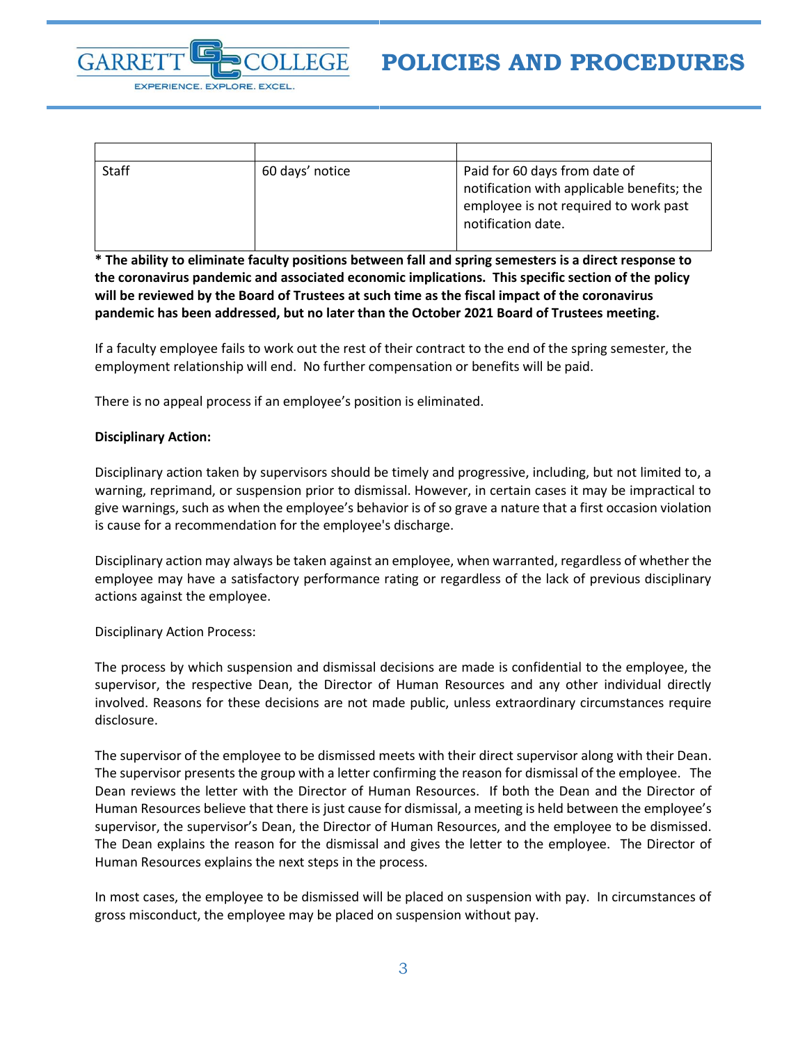| | | |
|---|---|---|
| Staff | 60 days' notice | Paid for 60 days from date of notification with applicable benefits; the employee is not required to work past notification date. |

**\* The ability to eliminate faculty positions between fall and spring semesters is a direct response to the coronavirus pandemic and associated economic implications. This specific section of the policy will be reviewed by the Board of Trustees at such time as the fiscal impact of the coronavirus pandemic has been addressed, but no later than the October 2021 Board of Trustees meeting.**

If a faculty employee fails to work out the rest of their contract to the end of the spring semester, the employment relationship will end. No further compensation or benefits will be paid.

There is no appeal process if an employee's position is eliminated.

**Disciplinary Action:**

Disciplinary action taken by supervisors should be timely and progressive, including, but not limited to, a warning, reprimand, or suspension prior to dismissal. However, in certain cases it may be impractical to give warnings, such as when the employee's behavior is of so grave a nature that a first occasion violation is cause for a recommendation for the employee's discharge.

Disciplinary action may always be taken against an employee, when warranted, regardless of whether the employee may have a satisfactory performance rating or regardless of the lack of previous disciplinary actions against the employee.

Disciplinary Action Process:

The process by which suspension and dismissal decisions are made is confidential to the employee, the supervisor, the respective Dean, the Director of Human Resources and any other individual directly involved. Reasons for these decisions are not made public, unless extraordinary circumstances require disclosure.

The supervisor of the employee to be dismissed meets with their direct supervisor along with their Dean. The supervisor presents the group with a letter confirming the reason for dismissal of the employee. The Dean reviews the letter with the Director of Human Resources. If both the Dean and the Director of Human Resources believe that there is just cause for dismissal, a meeting is held between the employee's supervisor, the supervisor's Dean, the Director of Human Resources, and the employee to be dismissed. The Dean explains the reason for the dismissal and gives the letter to the employee. The Director of Human Resources explains the next steps in the process.

In most cases, the employee to be dismissed will be placed on suspension with pay. In circumstances of gross misconduct, the employee may be placed on suspension without pay.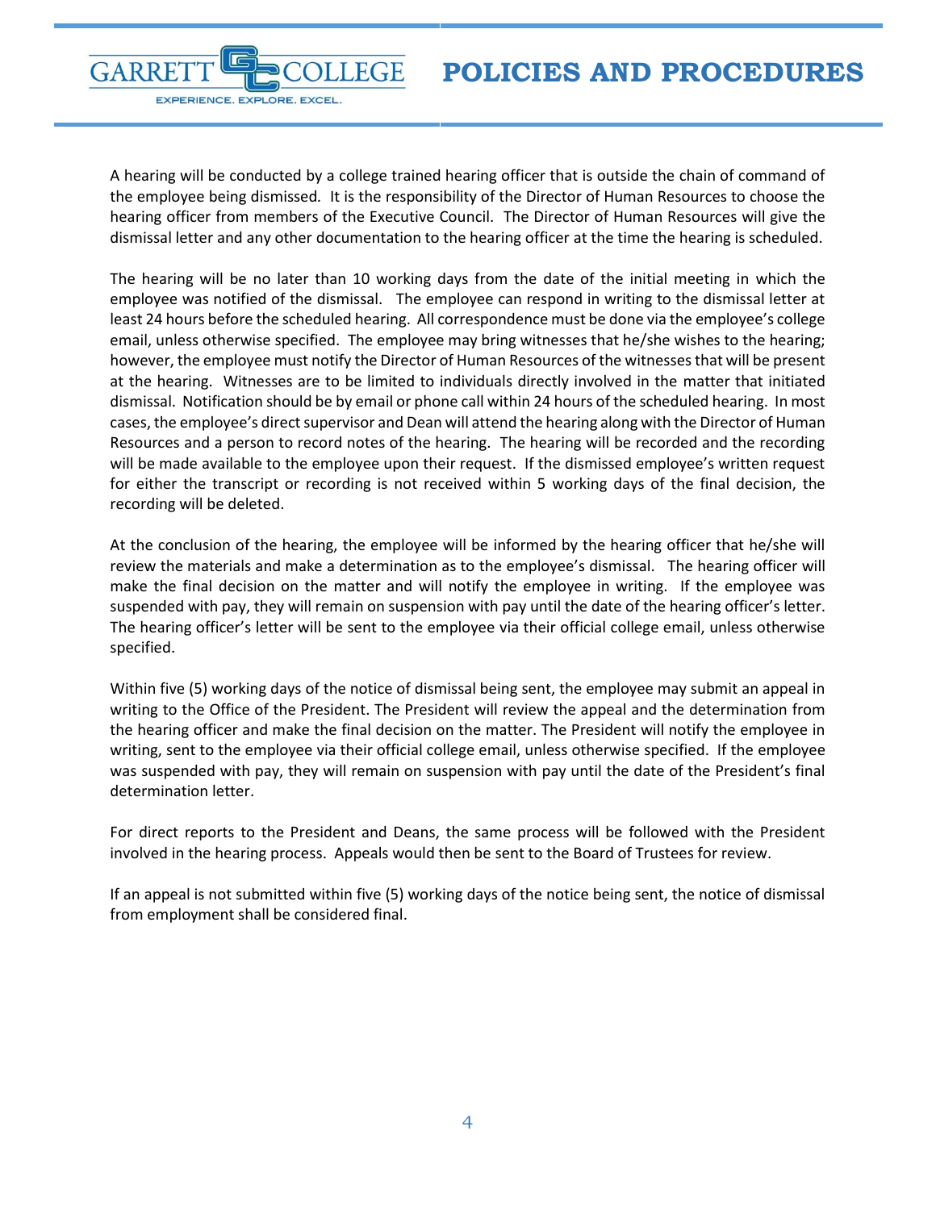A hearing will be conducted by a college trained hearing officer that is outside the chain of command of the employee being dismissed. It is the responsibility of the Director of Human Resources to choose the hearing officer from members of the Executive Council. The Director of Human Resources will give the dismissal letter and any other documentation to the hearing officer at the time the hearing is scheduled.

The hearing will be no later than 10 working days from the date of the initial meeting in which the employee was notified of the dismissal. The employee can respond in writing to the dismissal letter at least 24 hours before the scheduled hearing. All correspondence must be done via the employee's college email, unless otherwise specified. The employee may bring witnesses that he/she wishes to the hearing; however, the employee must notify the Director of Human Resources of the witnesses that will be present at the hearing. Witnesses are to be limited to individuals directly involved in the matter that initiated dismissal. Notification should be by email or phone call within 24 hours of the scheduled hearing. In most cases, the employee's direct supervisor and Dean will attend the hearing along with the Director of Human Resources and a person to record notes of the hearing. The hearing will be recorded and the recording will be made available to the employee upon their request. If the dismissed employee's written request for either the transcript or recording is not received within 5 working days of the final decision, the recording will be deleted.

At the conclusion of the hearing, the employee will be informed by the hearing officer that he/she will review the materials and make a determination as to the employee's dismissal. The hearing officer will make the final decision on the matter and will notify the employee in writing. If the employee was suspended with pay, they will remain on suspension with pay until the date of the hearing officer's letter. The hearing officer's letter will be sent to the employee via their official college email, unless otherwise specified.

Within five (5) working days of the notice of dismissal being sent, the employee may submit an appeal in writing to the Office of the President. The President will review the appeal and the determination from the hearing officer and make the final decision on the matter. The President will notify the employee in writing, sent to the employee via their official college email, unless otherwise specified. If the employee was suspended with pay, they will remain on suspension with pay until the date of the President's final determination letter.

For direct reports to the President and Deans, the same process will be followed with the President involved in the hearing process. Appeals would then be sent to the Board of Trustees for review.

If an appeal is not submitted within five (5) working days of the notice being sent, the notice of dismissal from employment shall be considered final.